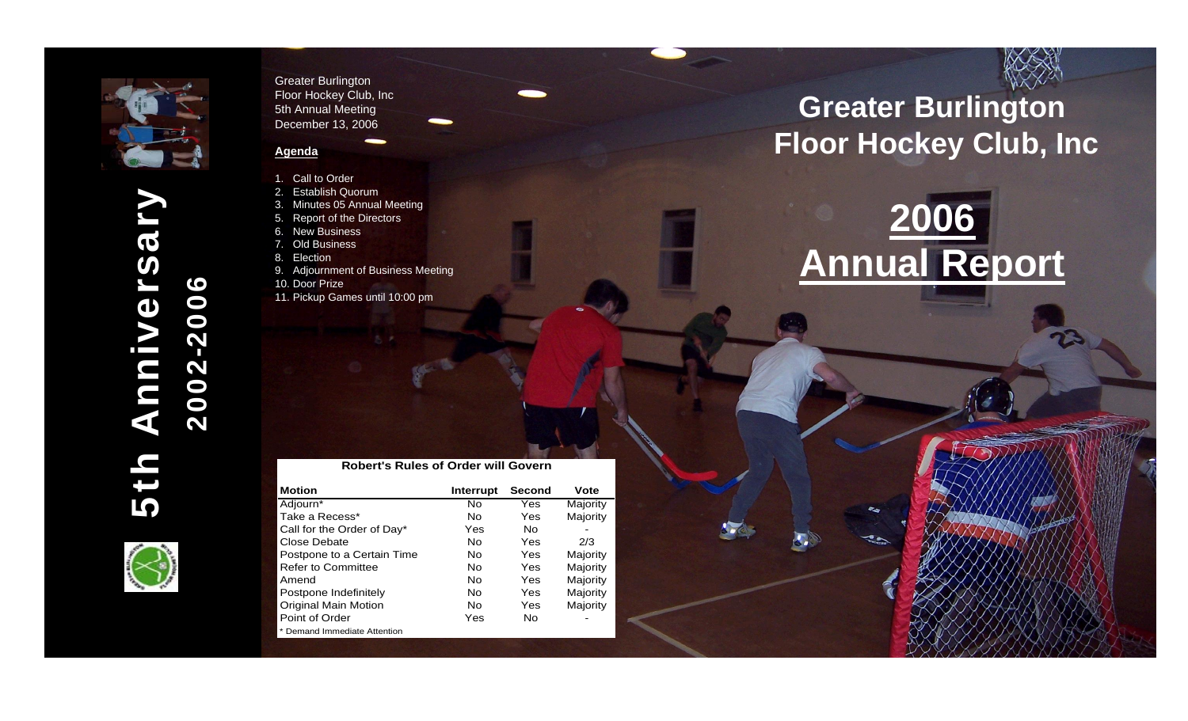# Greater Burlington Floor Hockey Club, Inc

# 2006 Annual Report

**5th Anniversary**

**2002-2006**

Greater Burlington
Floor Hockey Club, Inc
5th Annual Meeting
December 13, 2006

**Agenda**

1. Call to Order
2. Establish Quorum
3. Minutes 05 Annual Meeting
5. Report of the Directors
6. New Business
7. Old Business
8. Election
9. Adjournment of Business Meeting
10. Door Prize
11. Pickup Games until 10:00 pm

**Robert's Rules of Order will Govern**

| Motion | Interrupt | Second | Vote |
|---|---|---|---|
| Adjourn* | No | Yes | Majority |
| Take a Recess* | No | Yes | Majority |
| Call for the Order of Day* | Yes | No | - |
| Close Debate | No | Yes | 2/3 |
| Postpone to a Certain Time | No | Yes | Majority |
| Refer to Committee | No | Yes | Majority |
| Amend | No | Yes | Majority |
| Postpone Indefinitely | No | Yes | Majority |
| Original Main Motion | No | Yes | Majority |
| Point of Order | Yes | No | - |

* Demand Immediate Attention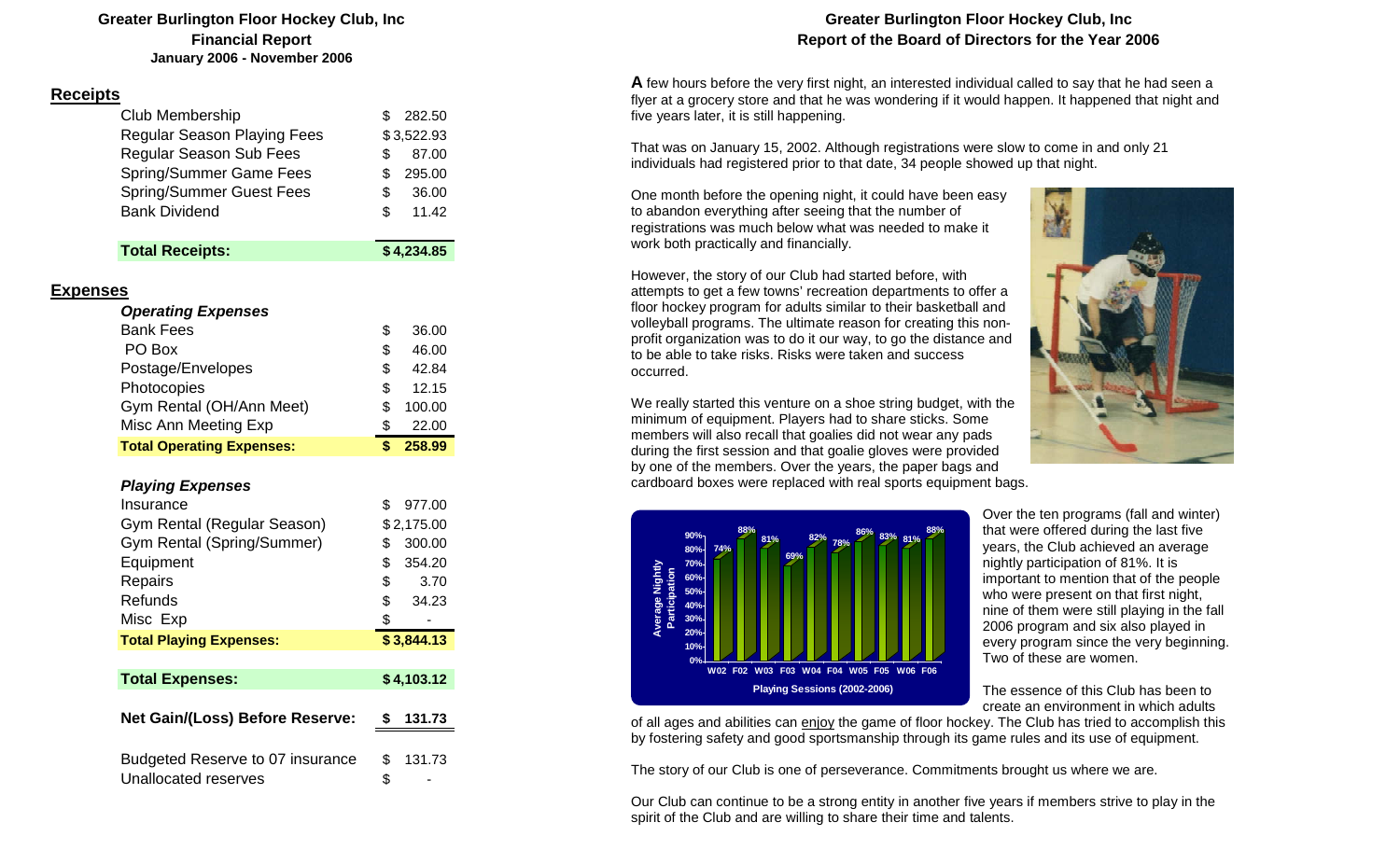## Greater Burlington Floor Hockey Club, Inc
## Financial Report
### January 2006 - November 2006

**Receipts**

| | |
|---|---|
| Club Membership | $ 282.50 |
| Regular Season Playing Fees | $ 3,522.93 |
| Regular Season Sub Fees | $ 87.00 |
| Spring/Summer Game Fees | $ 295.00 |
| Spring/Summer Guest Fees | $ 36.00 |
| Bank Dividend | $ 11.42 |
| **Total Receipts:** | **$ 4,234.85** |

**Expenses**

| | |
|---|---|
| ***Operating Expenses*** | |
| Bank Fees | $ 36.00 |
| PO Box | $ 46.00 |
| Postage/Envelopes | $ 42.84 |
| Photocopies | $ 12.15 |
| Gym Rental (OH/Ann Meet) | $ 100.00 |
| Misc Ann Meeting Exp | $ 22.00 |
| **Total Operating Expenses:** | **$ 258.99** |
| ***Playing Expenses*** | |
| Insurance | $ 977.00 |
| Gym Rental (Regular Season) | $ 2,175.00 |
| Gym Rental (Spring/Summer) | $ 300.00 |
| Equipment | $ 354.20 |
| Repairs | $ 3.70 |
| Refunds | $ 34.23 |
| Misc Exp | $ - |
| **Total Playing Expenses:** | **$ 3,844.13** |
| **Total Expenses:** | **$ 4,103.12** |
| **Net Gain/(Loss) Before Reserve:** | **$ 131.73** |
| Budgeted Reserve to 07 insurance | $ 131.73 |
| Unallocated reserves | $ - |

## Greater Burlington Floor Hockey Club, Inc
## Report of the Board of Directors for the Year 2006

**A** few hours before the very first night, an interested individual called to say that he had seen a flyer at a grocery store and that he was wondering if it would happen. It happened that night and five years later, it is still happening.

That was on January 15, 2002. Although registrations were slow to come in and only 21 individuals had registered prior to that date, 34 people showed up that night.

One month before the opening night, it could have been easy to abandon everything after seeing that the number of registrations was much below what was needed to make it work both practically and financially.

However, the story of our Club had started before, with attempts to get a few towns' recreation departments to offer a floor hockey program for adults similar to their basketball and volleyball programs. The ultimate reason for creating this non-profit organization was to do it our way, to go the distance and to be able to take risks. Risks were taken and success occurred.

We really started this venture on a shoe string budget, with the minimum of equipment. Players had to share sticks. Some members will also recall that goalies did not wear any pads during the first session and that goalie gloves were provided by one of the members. Over the years, the paper bags and cardboard boxes were replaced with real sports equipment bags.

Average Nightly Participation
0% 10% 20% 30% 40% 50% 60% 70% 80% 90%
74% 88% 81% 69% 82% 78% 86% 83% 81% 88%
W02 F02 W03 F03 W04 F04 W05 F05 W06 F06
Playing Sessions (2002-2006)

Over the ten programs (fall and winter) that were offered during the last five years, the Club achieved an average nightly participation of 81%. It is important to mention that of the people who were present on that first night, nine of them were still playing in the fall 2006 program and six also played in every program since the very beginning. Two of these are women.

The essence of this Club has been to create an environment in which adults of all ages and abilities can enjoy the game of floor hockey. The Club has tried to accomplish this by fostering safety and good sportsmanship through its game rules and its use of equipment.

The story of our Club is one of perseverance. Commitments brought us where we are.

Our Club can continue to be a strong entity in another five years if members strive to play in the spirit of the Club and are willing to share their time and talents.